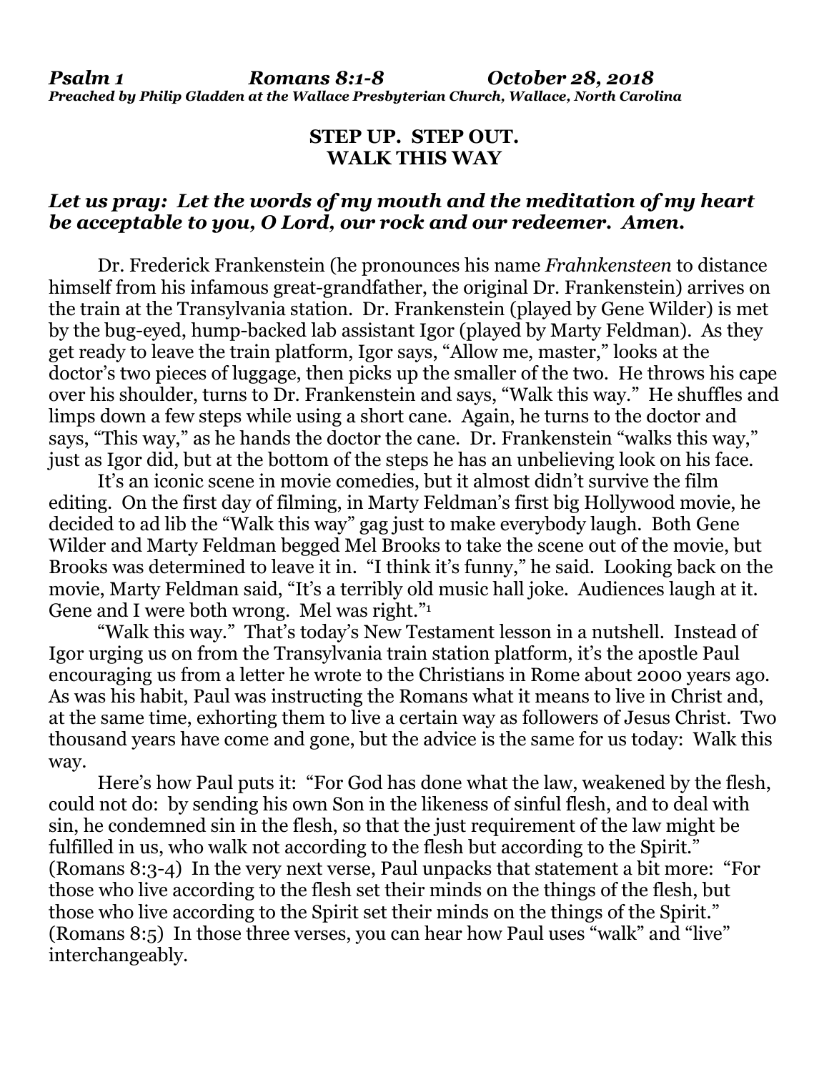***Psalm 1 Romans 8:1-8 October 28, 2018***
***Preached by Philip Gladden at the Wallace Presbyterian Church, Wallace, North Carolina***

**STEP UP. STEP OUT.**
**WALK THIS WAY**

***Let us pray: Let the words of my mouth and the meditation of my heart be acceptable to you, O Lord, our rock and our redeemer. Amen.***

Dr. Frederick Frankenstein (he pronounces his name *Frahnkensteen* to distance himself from his infamous great-grandfather, the original Dr. Frankenstein) arrives on the train at the Transylvania station. Dr. Frankenstein (played by Gene Wilder) is met by the bug-eyed, hump-backed lab assistant Igor (played by Marty Feldman). As they get ready to leave the train platform, Igor says, "Allow me, master," looks at the doctor's two pieces of luggage, then picks up the smaller of the two. He throws his cape over his shoulder, turns to Dr. Frankenstein and says, "Walk this way." He shuffles and limps down a few steps while using a short cane. Again, he turns to the doctor and says, "This way," as he hands the doctor the cane. Dr. Frankenstein "walks this way," just as Igor did, but at the bottom of the steps he has an unbelieving look on his face.

It's an iconic scene in movie comedies, but it almost didn't survive the film editing. On the first day of filming, in Marty Feldman's first big Hollywood movie, he decided to ad lib the "Walk this way" gag just to make everybody laugh. Both Gene Wilder and Marty Feldman begged Mel Brooks to take the scene out of the movie, but Brooks was determined to leave it in. "I think it's funny," he said. Looking back on the movie, Marty Feldman said, "It's a terribly old music hall joke. Audiences laugh at it. Gene and I were both wrong. Mel was right."[1]

"Walk this way." That's today's New Testament lesson in a nutshell. Instead of Igor urging us on from the Transylvania train station platform, it's the apostle Paul encouraging us from a letter he wrote to the Christians in Rome about 2000 years ago. As was his habit, Paul was instructing the Romans what it means to live in Christ and, at the same time, exhorting them to live a certain way as followers of Jesus Christ. Two thousand years have come and gone, but the advice is the same for us today: Walk this way.

Here's how Paul puts it: "For God has done what the law, weakened by the flesh, could not do: by sending his own Son in the likeness of sinful flesh, and to deal with sin, he condemned sin in the flesh, so that the just requirement of the law might be fulfilled in us, who walk not according to the flesh but according to the Spirit." (Romans 8:3-4) In the very next verse, Paul unpacks that statement a bit more: "For those who live according to the flesh set their minds on the things of the flesh, but those who live according to the Spirit set their minds on the things of the Spirit." (Romans 8:5) In those three verses, you can hear how Paul uses "walk" and "live" interchangeably.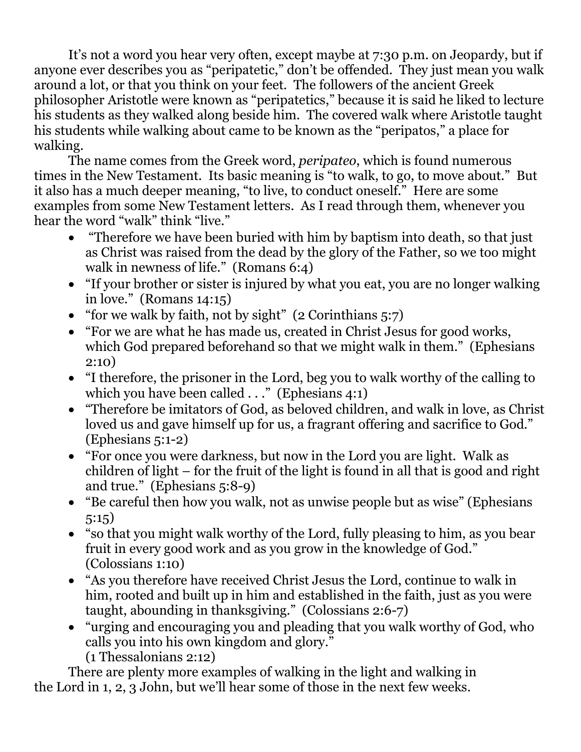It's not a word you hear very often, except maybe at 7:30 p.m. on Jeopardy, but if anyone ever describes you as "peripatetic," don't be offended. They just mean you walk around a lot, or that you think on your feet. The followers of the ancient Greek philosopher Aristotle were known as "peripatetics," because it is said he liked to lecture his students as they walked along beside him. The covered walk where Aristotle taught his students while walking about came to be known as the "peripatos," a place for walking.

The name comes from the Greek word, *peripateo*, which is found numerous times in the New Testament. Its basic meaning is "to walk, to go, to move about." But it also has a much deeper meaning, "to live, to conduct oneself." Here are some examples from some New Testament letters. As I read through them, whenever you hear the word "walk" think "live."

- "Therefore we have been buried with him by baptism into death, so that just as Christ was raised from the dead by the glory of the Father, so we too might walk in newness of life." (Romans 6:4)
- "If your brother or sister is injured by what you eat, you are no longer walking in love." (Romans 14:15)
- "for we walk by faith, not by sight" (2 Corinthians 5:7)
- "For we are what he has made us, created in Christ Jesus for good works, which God prepared beforehand so that we might walk in them." (Ephesians 2:10)
- "I therefore, the prisoner in the Lord, beg you to walk worthy of the calling to which you have been called . . ." (Ephesians 4:1)
- "Therefore be imitators of God, as beloved children, and walk in love, as Christ loved us and gave himself up for us, a fragrant offering and sacrifice to God." (Ephesians 5:1-2)
- "For once you were darkness, but now in the Lord you are light. Walk as children of light – for the fruit of the light is found in all that is good and right and true." (Ephesians 5:8-9)
- "Be careful then how you walk, not as unwise people but as wise" (Ephesians 5:15)
- "so that you might walk worthy of the Lord, fully pleasing to him, as you bear fruit in every good work and as you grow in the knowledge of God." (Colossians 1:10)
- "As you therefore have received Christ Jesus the Lord, continue to walk in him, rooted and built up in him and established in the faith, just as you were taught, abounding in thanksgiving." (Colossians 2:6-7)
- "urging and encouraging you and pleading that you walk worthy of God, who calls you into his own kingdom and glory." (1 Thessalonians 2:12)

There are plenty more examples of walking in the light and walking in the Lord in 1, 2, 3 John, but we'll hear some of those in the next few weeks.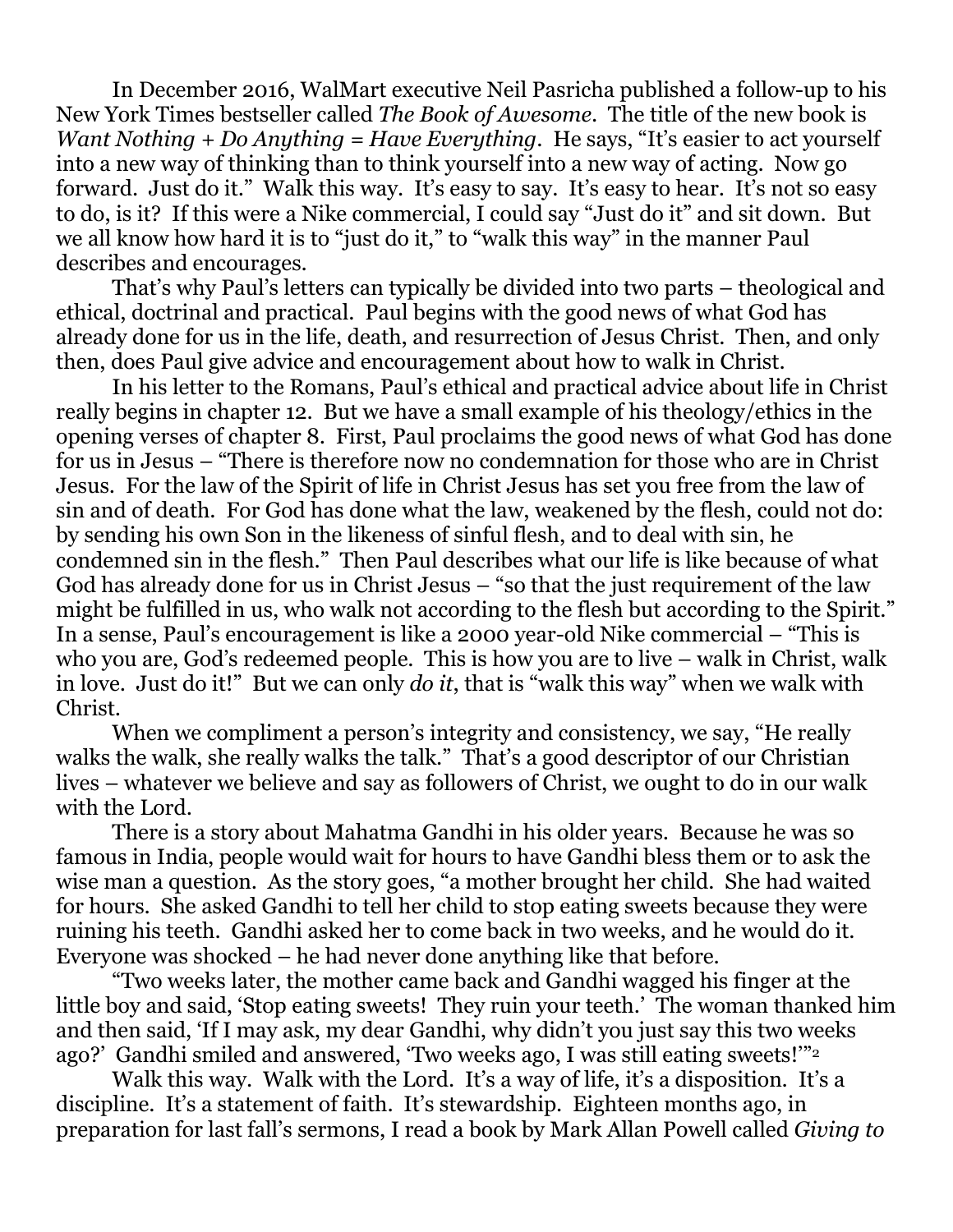In December 2016, WalMart executive Neil Pasricha published a follow-up to his New York Times bestseller called *The Book of Awesome*. The title of the new book is *Want Nothing + Do Anything = Have Everything*. He says, "It's easier to act yourself into a new way of thinking than to think yourself into a new way of acting. Now go forward. Just do it." Walk this way. It's easy to say. It's easy to hear. It's not so easy to do, is it? If this were a Nike commercial, I could say "Just do it" and sit down. But we all know how hard it is to "just do it," to "walk this way" in the manner Paul describes and encourages.

That's why Paul's letters can typically be divided into two parts – theological and ethical, doctrinal and practical. Paul begins with the good news of what God has already done for us in the life, death, and resurrection of Jesus Christ. Then, and only then, does Paul give advice and encouragement about how to walk in Christ.

In his letter to the Romans, Paul's ethical and practical advice about life in Christ really begins in chapter 12. But we have a small example of his theology/ethics in the opening verses of chapter 8. First, Paul proclaims the good news of what God has done for us in Jesus – "There is therefore now no condemnation for those who are in Christ Jesus. For the law of the Spirit of life in Christ Jesus has set you free from the law of sin and of death. For God has done what the law, weakened by the flesh, could not do: by sending his own Son in the likeness of sinful flesh, and to deal with sin, he condemned sin in the flesh." Then Paul describes what our life is like because of what God has already done for us in Christ Jesus – "so that the just requirement of the law might be fulfilled in us, who walk not according to the flesh but according to the Spirit." In a sense, Paul's encouragement is like a 2000 year-old Nike commercial – "This is who you are, God's redeemed people. This is how you are to live – walk in Christ, walk in love. Just do it!" But we can only *do it*, that is "walk this way" when we walk with Christ.

When we compliment a person's integrity and consistency, we say, "He really walks the walk, she really walks the talk." That's a good descriptor of our Christian lives – whatever we believe and say as followers of Christ, we ought to do in our walk with the Lord.

There is a story about Mahatma Gandhi in his older years. Because he was so famous in India, people would wait for hours to have Gandhi bless them or to ask the wise man a question. As the story goes, "a mother brought her child. She had waited for hours. She asked Gandhi to tell her child to stop eating sweets because they were ruining his teeth. Gandhi asked her to come back in two weeks, and he would do it. Everyone was shocked – he had never done anything like that before.

"Two weeks later, the mother came back and Gandhi wagged his finger at the little boy and said, 'Stop eating sweets! They ruin your teeth.' The woman thanked him and then said, 'If I may ask, my dear Gandhi, why didn't you just say this two weeks ago?' Gandhi smiled and answered, 'Two weeks ago, I was still eating sweets!'"[2]

Walk this way. Walk with the Lord. It's a way of life, it's a disposition. It's a discipline. It's a statement of faith. It's stewardship. Eighteen months ago, in preparation for last fall's sermons, I read a book by Mark Allan Powell called *Giving to*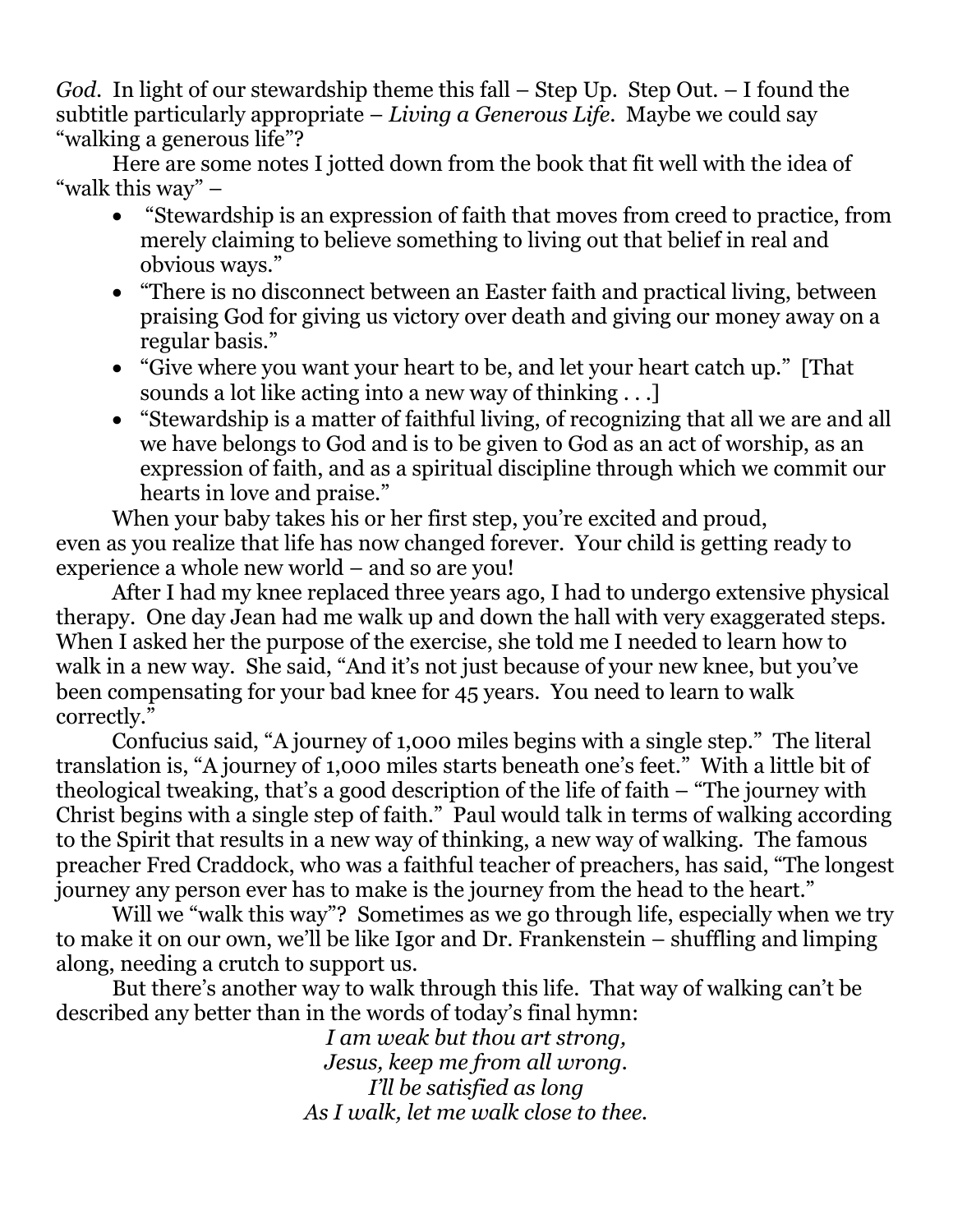*God*. In light of our stewardship theme this fall – Step Up. Step Out. – I found the subtitle particularly appropriate – *Living a Generous Life*. Maybe we could say "walking a generous life"?

Here are some notes I jotted down from the book that fit well with the idea of "walk this way" –

- "Stewardship is an expression of faith that moves from creed to practice, from merely claiming to believe something to living out that belief in real and obvious ways."
- "There is no disconnect between an Easter faith and practical living, between praising God for giving us victory over death and giving our money away on a regular basis."
- "Give where you want your heart to be, and let your heart catch up." [That sounds a lot like acting into a new way of thinking . . .]
- "Stewardship is a matter of faithful living, of recognizing that all we are and all we have belongs to God and is to be given to God as an act of worship, as an expression of faith, and as a spiritual discipline through which we commit our hearts in love and praise."

When your baby takes his or her first step, you're excited and proud, even as you realize that life has now changed forever. Your child is getting ready to experience a whole new world – and so are you!

After I had my knee replaced three years ago, I had to undergo extensive physical therapy. One day Jean had me walk up and down the hall with very exaggerated steps. When I asked her the purpose of the exercise, she told me I needed to learn how to walk in a new way. She said, "And it's not just because of your new knee, but you've been compensating for your bad knee for 45 years. You need to learn to walk correctly."

Confucius said, "A journey of 1,000 miles begins with a single step." The literal translation is, "A journey of 1,000 miles starts beneath one's feet." With a little bit of theological tweaking, that's a good description of the life of faith – "The journey with Christ begins with a single step of faith." Paul would talk in terms of walking according to the Spirit that results in a new way of thinking, a new way of walking. The famous preacher Fred Craddock, who was a faithful teacher of preachers, has said, "The longest journey any person ever has to make is the journey from the head to the heart."

Will we "walk this way"? Sometimes as we go through life, especially when we try to make it on our own, we'll be like Igor and Dr. Frankenstein – shuffling and limping along, needing a crutch to support us.

But there's another way to walk through this life. That way of walking can't be described any better than in the words of today's final hymn:

*I am weak but thou art strong,*
*Jesus, keep me from all wrong.*
*I'll be satisfied as long*
*As I walk, let me walk close to thee.*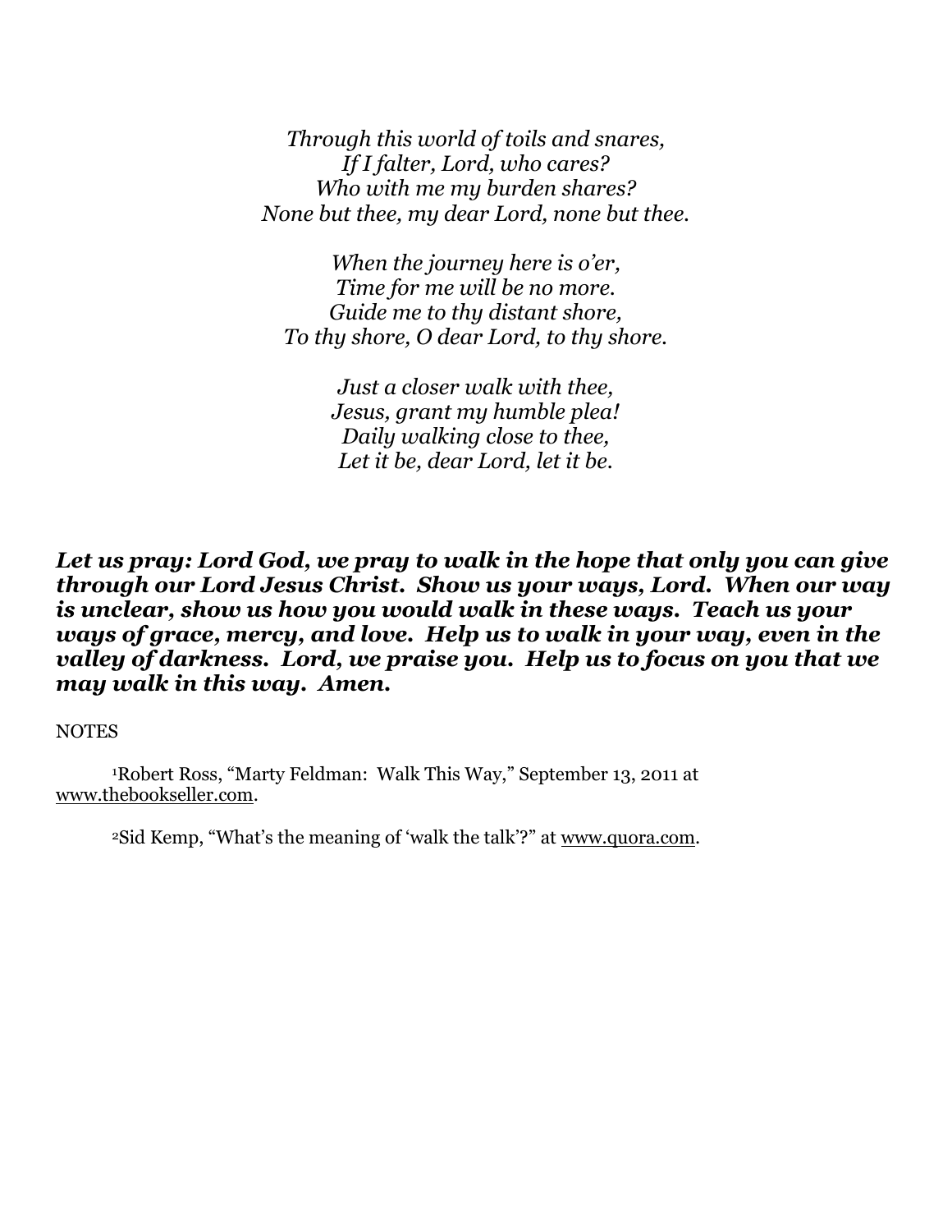*Through this world of toils and snares,*
*If I falter, Lord, who cares?*
*Who with me my burden shares?*
*None but thee, my dear Lord, none but thee.*

*When the journey here is o'er,*
*Time for me will be no more.*
*Guide me to thy distant shore,*
*To thy shore, O dear Lord, to thy shore.*

*Just a closer walk with thee,*
*Jesus, grant my humble plea!*
*Daily walking close to thee,*
*Let it be, dear Lord, let it be.*

***Let us pray: Lord God, we pray to walk in the hope that only you can give through our Lord Jesus Christ. Show us your ways, Lord. When our way is unclear, show us how you would walk in these ways. Teach us your ways of grace, mercy, and love. Help us to walk in your way, even in the valley of darkness. Lord, we praise you. Help us to focus on you that we may walk in this way. Amen.***

NOTES

[1]Robert Ross, "Marty Feldman: Walk This Way," September 13, 2011 at www.thebookseller.com.

[2]Sid Kemp, "What's the meaning of 'walk the talk'?" at www.quora.com.